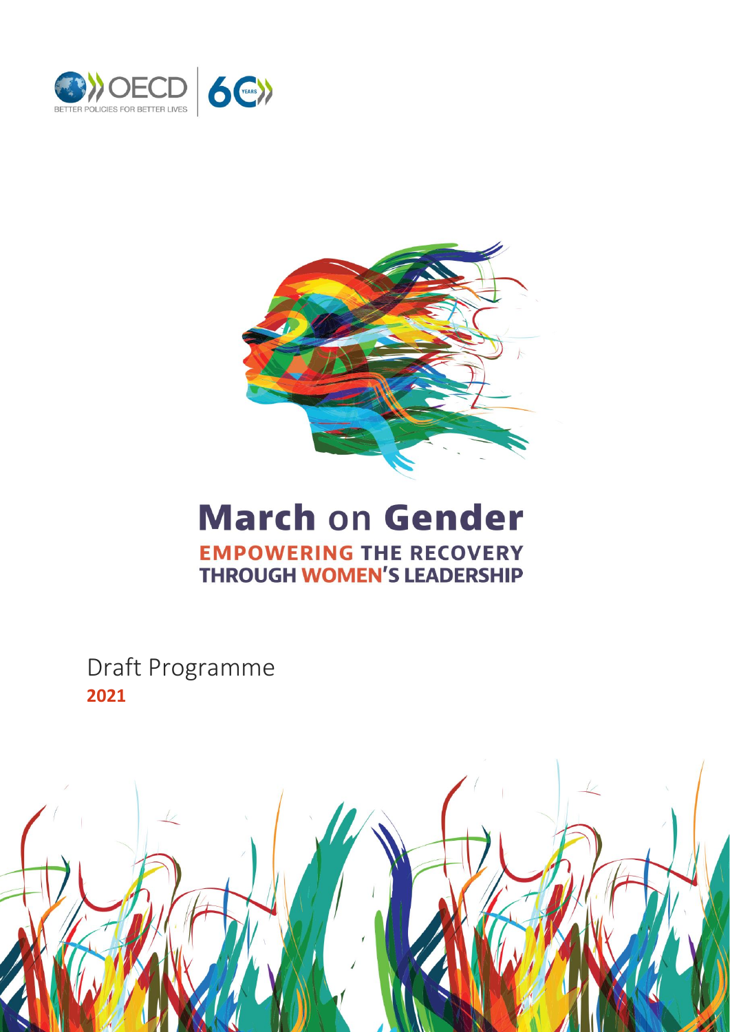OECD
BETTER POLICIES FOR BETTER LIVES

60 YEARS

# March on Gender

## EMPOWERING THE RECOVERY THROUGH WOMEN'S LEADERSHIP

Draft Programme

**2021**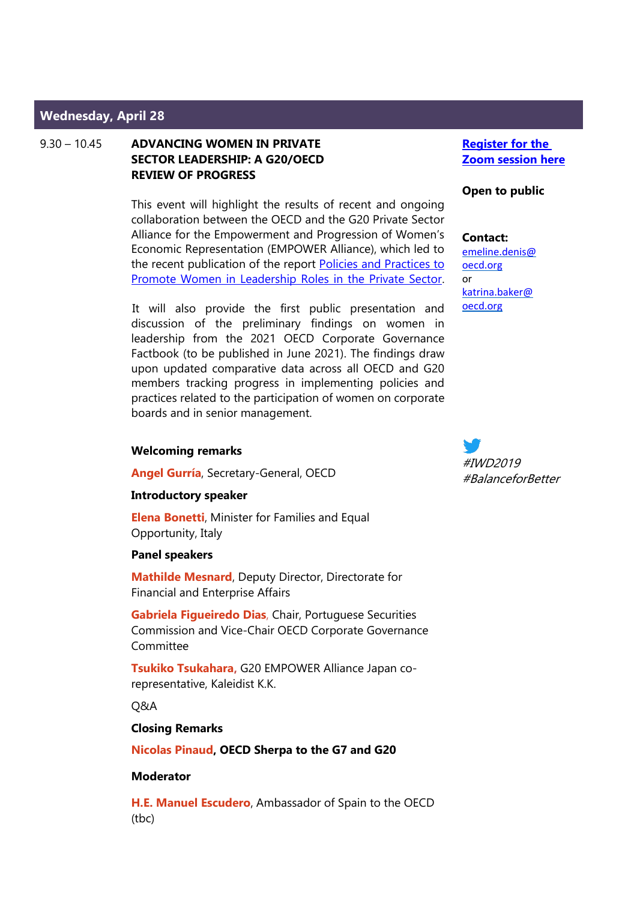## Wednesday, April 28

9.30 – 10.45

**ADVANCING WOMEN IN PRIVATE SECTOR LEADERSHIP: A G20/OECD REVIEW OF PROGRESS**

This event will highlight the results of recent and ongoing collaboration between the OECD and the G20 Private Sector Alliance for the Empowerment and Progression of Women's Economic Representation (EMPOWER Alliance), which led to the recent publication of the report Policies and Practices to Promote Women in Leadership Roles in the Private Sector.

It will also provide the first public presentation and discussion of the preliminary findings on women in leadership from the 2021 OECD Corporate Governance Factbook (to be published in June 2021). The findings draw upon updated comparative data across all OECD and G20 members tracking progress in implementing policies and practices related to the participation of women on corporate boards and in senior management.

**Welcoming remarks**

**Angel Gurría**, Secretary-General, OECD

**Introductory speaker**

**Elena Bonetti**, Minister for Families and Equal Opportunity, Italy

**Panel speakers**

**Mathilde Mesnard**, Deputy Director, Directorate for Financial and Enterprise Affairs

**Gabriela Figueiredo Dias**, Chair, Portuguese Securities Commission and Vice-Chair OECD Corporate Governance Committee

**Tsukiko Tsukahara,** G20 EMPOWER Alliance Japan co-representative, Kaleidist K.K.

Q&A

**Closing Remarks**

**Nicolas Pinaud, OECD Sherpa to the G7 and G20**

**Moderator**

**H.E. Manuel Escudero**, Ambassador of Spain to the OECD (tbc)

**Register for the Zoom session here**

**Open to public**

**Contact:**
emeline.denis@oecd.org
or
katrina.baker@oecd.org

*#IWD2019*
*#BalanceforBetter*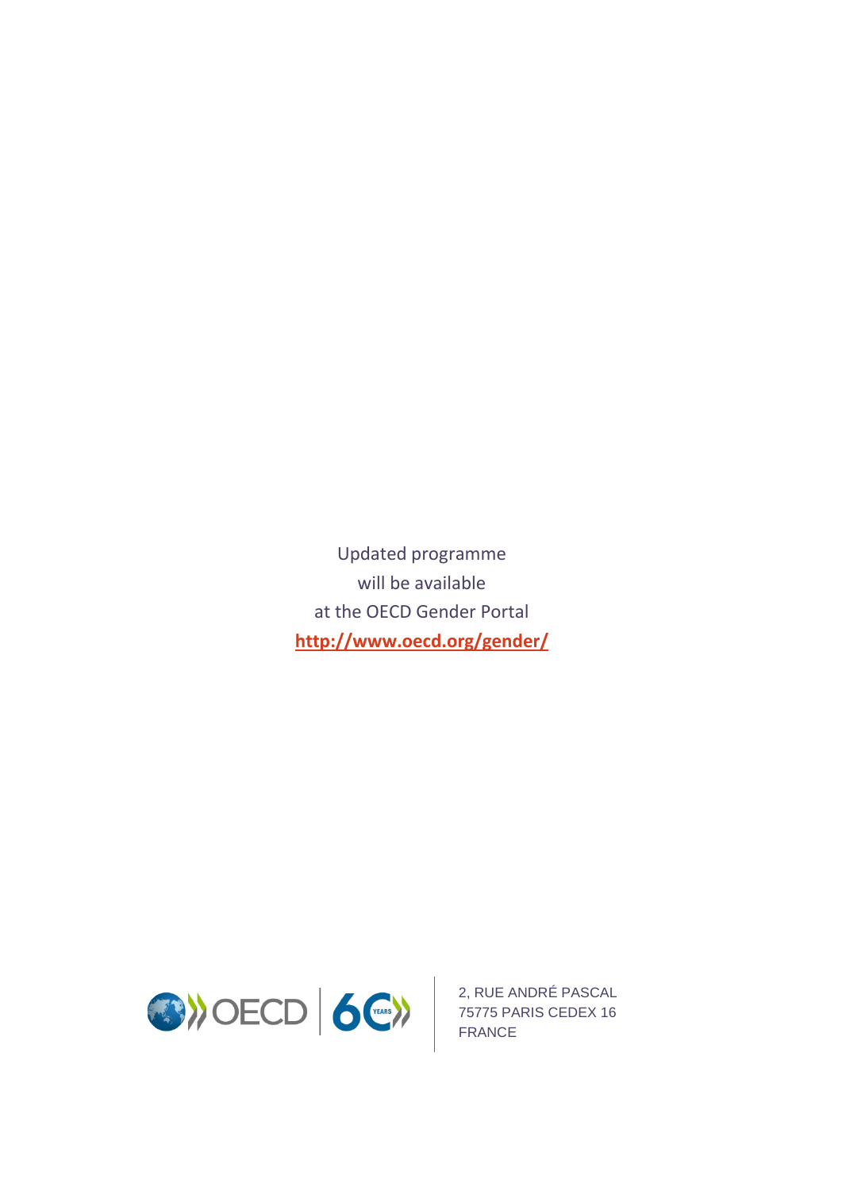Updated programme
will be available
at the OECD Gender Portal
**http://www.oecd.org/gender/**

OECD | 60 YEARS

2, RUE ANDRÉ PASCAL
75775 PARIS CEDEX 16
FRANCE